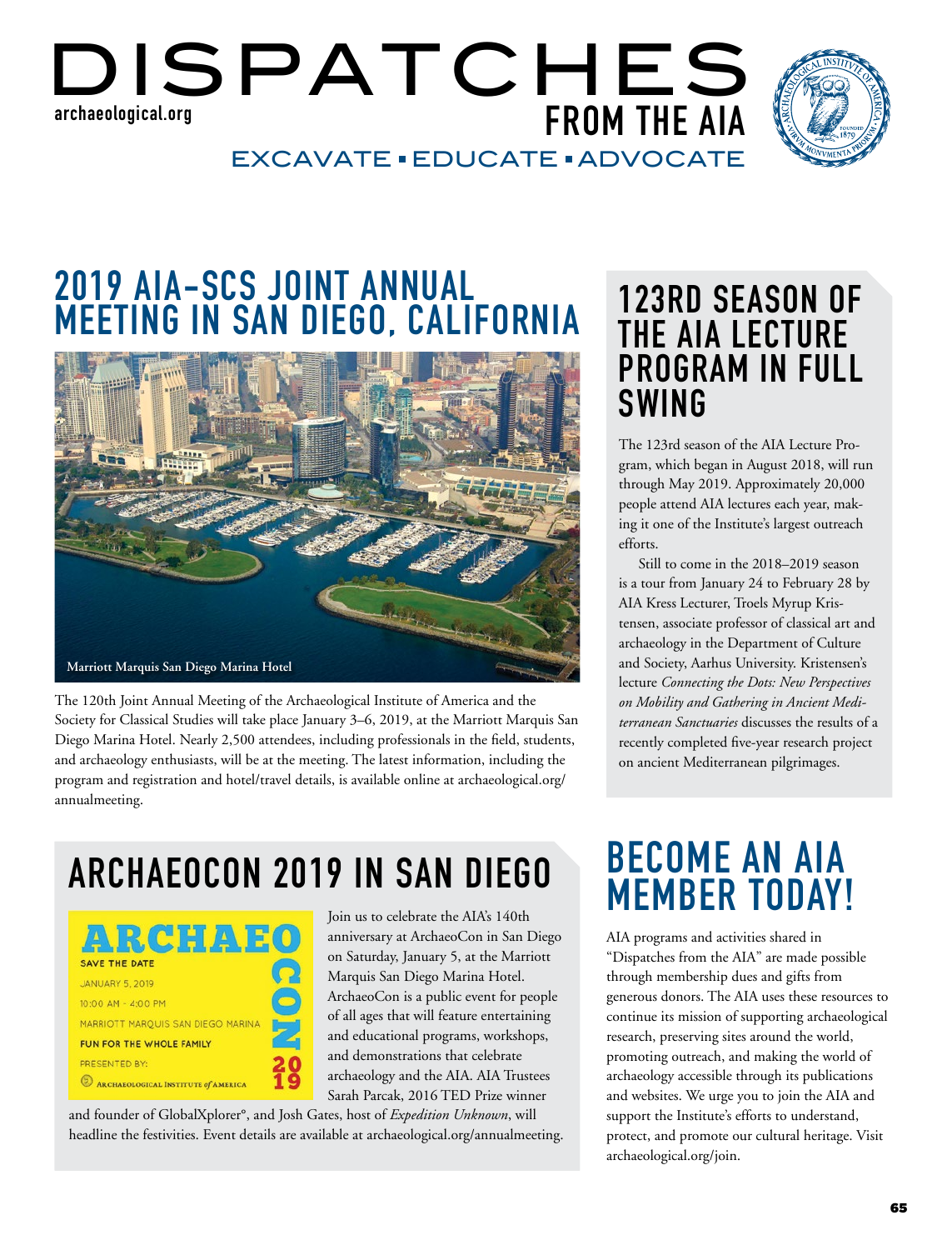# DISPATCHES FROM THE AIA

archaeological.org

EXCAVATE ▪ EDUCATE ▪ ADVOCATE

## 2019 AIA-SCS JOINT ANNUAL MEETING IN SAN DIEGO, CALIFORNIA

Marriott Marquis San Diego Marina Hotel

The 120th Joint Annual Meeting of the Archaeological Institute of America and the Society for Classical Studies will take place January 3–6, 2019, at the Marriott Marquis San Diego Marina Hotel. Nearly 2,500 attendees, including professionals in the field, students, and archaeology enthusiasts, will be at the meeting. The latest information, including the program and registration and hotel/travel details, is available online at archaeological.org/annualmeeting.

## 123RD SEASON OF THE AIA LECTURE PROGRAM IN FULL SWING

The 123rd season of the AIA Lecture Program, which began in August 2018, will run through May 2019. Approximately 20,000 people attend AIA lectures each year, making it one of the Institute's largest outreach efforts.

Still to come in the 2018–2019 season is a tour from January 24 to February 28 by AIA Kress Lecturer, Troels Myrup Kristensen, associate professor of classical art and archaeology in the Department of Culture and Society, Aarhus University. Kristensen's lecture *Connecting the Dots: New Perspectives on Mobility and Gathering in Ancient Mediterranean Sanctuaries* discusses the results of a recently completed five-year research project on ancient Mediterranean pilgrimages.

## ARCHAEOCON 2019 IN SAN DIEGO

ARCHAEOCON
SAVE THE DATE
JANUARY 5, 2019
10:00 AM - 4:00 PM
MARRIOTT MARQUIS SAN DIEGO MARINA
FUN FOR THE WHOLE FAMILY
PRESENTED BY:
ARCHAEOLOGICAL INSTITUTE of AMERICA
2019

Join us to celebrate the AIA's 140th anniversary at ArchaeoCon in San Diego on Saturday, January 5, at the Marriott Marquis San Diego Marina Hotel. ArchaeoCon is a public event for people of all ages that will feature entertaining and educational programs, workshops, and demonstrations that celebrate archaeology and the AIA. AIA Trustees Sarah Parcak, 2016 TED Prize winner and founder of GlobalXplorer°, and Josh Gates, host of *Expedition Unknown*, will headline the festivities. Event details are available at archaeological.org/annualmeeting.

## BECOME AN AIA MEMBER TODAY!

AIA programs and activities shared in "Dispatches from the AIA" are made possible through membership dues and gifts from generous donors. The AIA uses these resources to continue its mission of supporting archaeological research, preserving sites around the world, promoting outreach, and making the world of archaeology accessible through its publications and websites. We urge you to join the AIA and support the Institute's efforts to understand, protect, and promote our cultural heritage. Visit archaeological.org/join.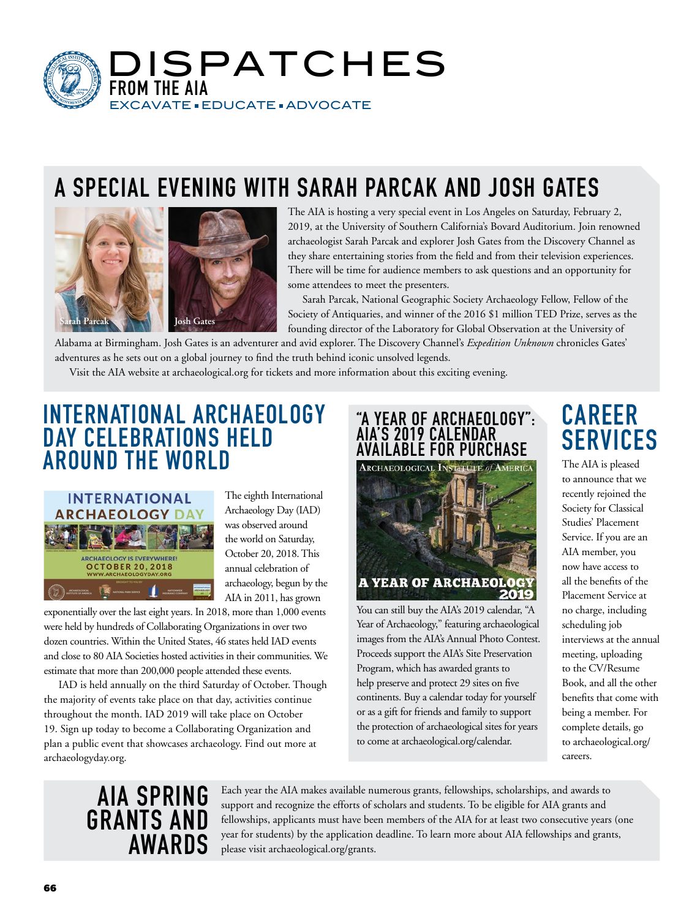# DISPATCHES FROM THE AIA

EXCAVATE ▪ EDUCATE ▪ ADVOCATE

## A SPECIAL EVENING WITH SARAH PARCAK AND JOSH GATES

Sarah Parcak

Josh Gates

The AIA is hosting a very special event in Los Angeles on Saturday, February 2, 2019, at the University of Southern California's Bovard Auditorium. Join renowned archaeologist Sarah Parcak and explorer Josh Gates from the Discovery Channel as they share entertaining stories from the field and from their television experiences. There will be time for audience members to ask questions and an opportunity for some attendees to meet the presenters.

Sarah Parcak, National Geographic Society Archaeology Fellow, Fellow of the Society of Antiquaries, and winner of the 2016 $1 million TED Prize, serves as the founding director of the Laboratory for Global Observation at the University of Alabama at Birmingham. Josh Gates is an adventurer and avid explorer. The Discovery Channel's *Expedition Unknown* chronicles Gates' adventures as he sets out on a global journey to find the truth behind iconic unsolved legends.

Visit the AIA website at archaeological.org for tickets and more information about this exciting evening.

## INTERNATIONAL ARCHAEOLOGY DAY CELEBRATIONS HELD AROUND THE WORLD

INTERNATIONAL ARCHAEOLOGY DAY

ARCHAEOLOGY IS EVERYWHERE!

OCTOBER 20, 2018

WWW.ARCHAEOLOGYDAY.ORG

The eighth International Archaeology Day (IAD) was observed around the world on Saturday, October 20, 2018. This annual celebration of archaeology, begun by the AIA in 2011, has grown exponentially over the last eight years. In 2018, more than 1,000 events were held by hundreds of Collaborating Organizations in over two dozen countries. Within the United States, 46 states held IAD events and close to 80 AIA Societies hosted activities in their communities. We estimate that more than 200,000 people attended these events.

IAD is held annually on the third Saturday of October. Though the majority of events take place on that day, activities continue throughout the month. IAD 2019 will take place on October 19. Sign up today to become a Collaborating Organization and plan a public event that showcases archaeology. Find out more at archaeologyday.org.

## "A YEAR OF ARCHAEOLOGY": AIA'S 2019 CALENDAR AVAILABLE FOR PURCHASE

ARCHAEOLOGICAL INSTITUTE of AMERICA

A YEAR OF ARCHAEOLOGY 2019

You can still buy the AIA's 2019 calendar, "A Year of Archaeology," featuring archaeological images from the AIA's Annual Photo Contest. Proceeds support the AIA's Site Preservation Program, which has awarded grants to help preserve and protect 29 sites on five continents. Buy a calendar today for yourself or as a gift for friends and family to support the protection of archaeological sites for years to come at archaeological.org/calendar.

## CAREER SERVICES

The AIA is pleased to announce that we recently rejoined the Society for Classical Studies' Placement Service. If you are an AIA member, you now have access to all the benefits of the Placement Service at no charge, including scheduling job interviews at the annual meeting, uploading to the CV/Resume Book, and all the other benefits that come with being a member. For complete details, go to archaeological.org/careers.

## AIA SPRING GRANTS AND AWARDS

Each year the AIA makes available numerous grants, fellowships, scholarships, and awards to support and recognize the efforts of scholars and students. To be eligible for AIA grants and fellowships, applicants must have been members of the AIA for at least two consecutive years (one year for students) by the application deadline. To learn more about AIA fellowships and grants, please visit archaeological.org/grants.